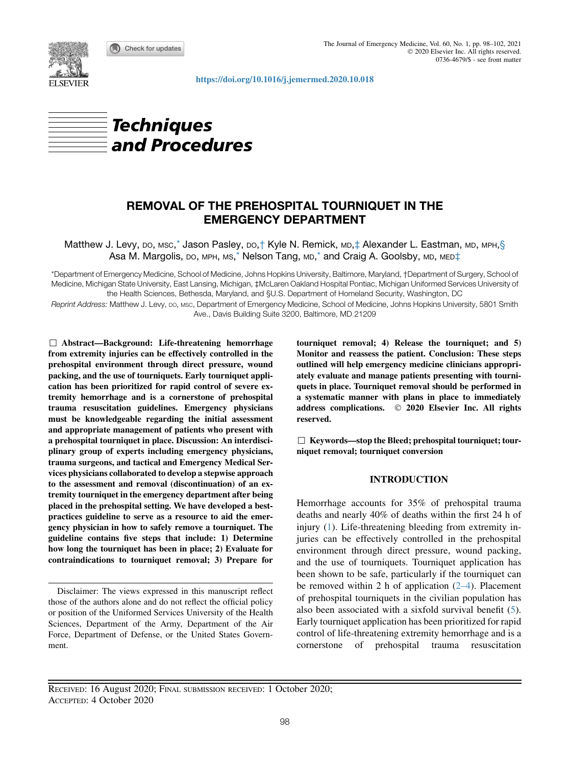https://doi.org/10.1016/j.jemermed.2020.10.018

## Techniques and Procedures

# REMOVAL OF THE PREHOSPITAL TOURNIQUET IN THE EMERGENCY DEPARTMENT

Matthew J. Levy, DO, MSC,* Jason Pasley, DO,† Kyle N. Remick, MD,‡ Alexander L. Eastman, MD, MPH,§ Asa M. Margolis, DO, MPH, MS,* Nelson Tang, MD,* and Craig A. Goolsby, MD, MED‡

*Department of Emergency Medicine, School of Medicine, Johns Hopkins University, Baltimore, Maryland, †Department of Surgery, School of Medicine, Michigan State University, East Lansing, Michigan, ‡McLaren Oakland Hospital Pontiac, Michigan Uniformed Services University of the Health Sciences, Bethesda, Maryland, and §U.S. Department of Homeland Security, Washington, DC

*Reprint Address:* Matthew J. Levy, DO, MSC, Department of Emergency Medicine, School of Medicine, Johns Hopkins University, 5801 Smith Ave., Davis Building Suite 3200, Baltimore, MD 21209

☐ **Abstract—Background: Life-threatening hemorrhage from extremity injuries can be effectively controlled in the prehospital environment through direct pressure, wound packing, and the use of tourniquets. Early tourniquet application has been prioritized for rapid control of severe extremity hemorrhage and is a cornerstone of prehospital trauma resuscitation guidelines. Emergency physicians must be knowledgeable regarding the initial assessment and appropriate management of patients who present with a prehospital tourniquet in place. Discussion: An interdisciplinary group of experts including emergency physicians, trauma surgeons, and tactical and Emergency Medical Services physicians collaborated to develop a stepwise approach to the assessment and removal (discontinuation) of an extremity tourniquet in the emergency department after being placed in the prehospital setting. We have developed a best-practices guideline to serve as a resource to aid the emergency physician in how to safely remove a tourniquet. The guideline contains five steps that include: 1) Determine how long the tourniquet has been in place; 2) Evaluate for contraindications to tourniquet removal; 3) Prepare for tourniquet removal; 4) Release the tourniquet; and 5) Monitor and reassess the patient. Conclusion: These steps outlined will help emergency medicine clinicians appropriately evaluate and manage patients presenting with tourniquets in place. Tourniquet removal should be performed in a systematic manner with plans in place to immediately address complications. © 2020 Elsevier Inc. All rights reserved.**

☐ **Keywords—stop the Bleed; prehospital tourniquet; tourniquet removal; tourniquet conversion**

Disclaimer: The views expressed in this manuscript reflect those of the authors alone and do not reflect the official policy or position of the Uniformed Services University of the Health Sciences, Department of the Army, Department of the Air Force, Department of Defense, or the United States Government.

## INTRODUCTION

Hemorrhage accounts for 35% of prehospital trauma deaths and nearly 40% of deaths within the first 24 h of injury (1). Life-threatening bleeding from extremity injuries can be effectively controlled in the prehospital environment through direct pressure, wound packing, and the use of tourniquets. Tourniquet application has been shown to be safe, particularly if the tourniquet can be removed within 2 h of application (2–4). Placement of prehospital tourniquets in the civilian population has also been associated with a sixfold survival benefit (5). Early tourniquet application has been prioritized for rapid control of life-threatening extremity hemorrhage and is a cornerstone of prehospital trauma resuscitation

Received: 16 August 2020; Final submission received: 1 October 2020; Accepted: 4 October 2020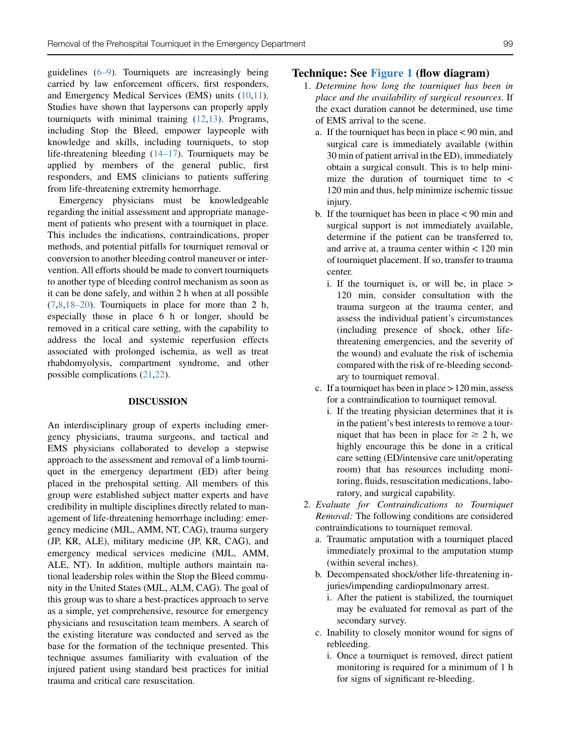guidelines (6–9). Tourniquets are increasingly being carried by law enforcement officers, first responders, and Emergency Medical Services (EMS) units (10,11). Studies have shown that laypersons can properly apply tourniquets with minimal training (12,13). Programs, including Stop the Bleed, empower laypeople with knowledge and skills, including tourniquets, to stop life-threatening bleeding (14–17). Tourniquets may be applied by members of the general public, first responders, and EMS clinicians to patients suffering from life-threatening extremity hemorrhage.

Emergency physicians must be knowledgeable regarding the initial assessment and appropriate management of patients who present with a tourniquet in place. This includes the indications, contraindications, proper methods, and potential pitfalls for tourniquet removal or conversion to another bleeding control maneuver or intervention. All efforts should be made to convert tourniquets to another type of bleeding control mechanism as soon as it can be done safely, and within 2 h when at all possible (7,8,18–20). Tourniquets in place for more than 2 h, especially those in place 6 h or longer, should be removed in a critical care setting, with the capability to address the local and systemic reperfusion effects associated with prolonged ischemia, as well as treat rhabdomyolysis, compartment syndrome, and other possible complications (21,22).

## DISCUSSION

An interdisciplinary group of experts including emergency physicians, trauma surgeons, and tactical and EMS physicians collaborated to develop a stepwise approach to the assessment and removal of a limb tourniquet in the emergency department (ED) after being placed in the prehospital setting. All members of this group were established subject matter experts and have credibility in multiple disciplines directly related to management of life-threatening hemorrhage including: emergency medicine (MJL, AMM, NT, CAG), trauma surgery (JP, KR, ALE), military medicine (JP, KR, CAG), and emergency medical services medicine (MJL, AMM, ALE, NT). In addition, multiple authors maintain national leadership roles within the Stop the Bleed community in the United States (MJL, ALM, CAG). The goal of this group was to share a best-practices approach to serve as a simple, yet comprehensive, resource for emergency physicians and resuscitation team members. A search of the existing literature was conducted and served as the base for the formation of the technique presented. This technique assumes familiarity with evaluation of the injured patient using standard best practices for initial trauma and critical care resuscitation.

## Technique: See Figure 1 (flow diagram)

1. *Determine how long the tourniquet has been in place and the availability of surgical resources.* If the exact duration cannot be determined, use time of EMS arrival to the scene.
   a. If the tourniquet has been in place < 90 min, and surgical care is immediately available (within 30 min of patient arrival in the ED), immediately obtain a surgical consult. This is to help minimize the duration of tourniquet time to < 120 min and thus, help minimize ischemic tissue injury.
   b. If the tourniquet has been in place < 90 min and surgical support is not immediately available, determine if the patient can be transferred to, and arrive at, a trauma center within < 120 min of tourniquet placement. If so, transfer to trauma center.
      i. If the tourniquet is, or will be, in place > 120 min, consider consultation with the trauma surgeon at the trauma center, and assess the individual patient's circumstances (including presence of shock, other life-threatening emergencies, and the severity of the wound) and evaluate the risk of ischemia compared with the risk of re-bleeding secondary to tourniquet removal.
   c. If a tourniquet has been in place > 120 min, assess for a contraindication to tourniquet removal.
      i. If the treating physician determines that it is in the patient's best interests to remove a tourniquet that has been in place for ≥ 2 h, we highly encourage this be done in a critical care setting (ED/intensive care unit/operating room) that has resources including monitoring, fluids, resuscitation medications, laboratory, and surgical capability.
2. *Evaluate for Contraindications to Tourniquet Removal:* The following conditions are considered contraindications to tourniquet removal.
   a. Traumatic amputation with a tourniquet placed immediately proximal to the amputation stump (within several inches).
   b. Decompensated shock/other life-threatening injuries/impending cardiopulmonary arrest.
      i. After the patient is stabilized, the tourniquet may be evaluated for removal as part of the secondary survey.
   c. Inability to closely monitor wound for signs of rebleeding.
      i. Once a tourniquet is removed, direct patient monitoring is required for a minimum of 1 h for signs of significant re-bleeding.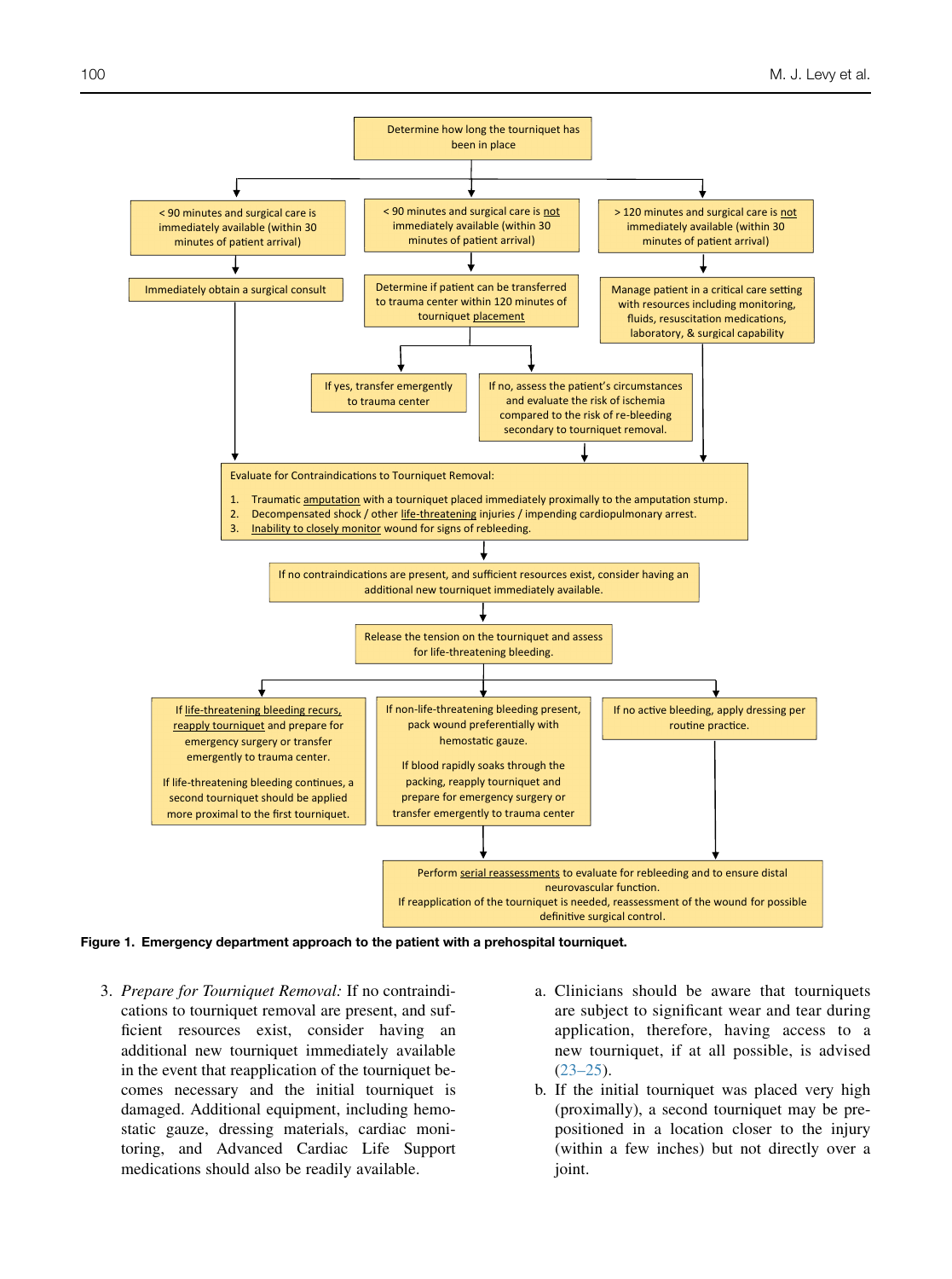Determine how long the tourniquet has been in place

- < 90 minutes and surgical care is immediately available (within 30 minutes of patient arrival)
  - Immediately obtain a surgical consult
- < 90 minutes and surgical care is not immediately available (within 30 minutes of patient arrival)
  - Determine if patient can be transferred to trauma center within 120 minutes of tourniquet placement
    - If yes, transfer emergently to trauma center
    - If no, assess the patient's circumstances and evaluate the risk of ischemia compared to the risk of re-bleeding secondary to tourniquet removal.
- > 120 minutes and surgical care is not immediately available (within 30 minutes of patient arrival)
  - Manage patient in a critical care setting with resources including monitoring, fluids, resuscitation medications, laboratory, & surgical capability

Evaluate for Contraindications to Tourniquet Removal:

1. Traumatic amputation with a tourniquet placed immediately proximally to the amputation stump.
2. Decompensated shock / other life-threatening injuries / impending cardiopulmonary arrest.
3. Inability to closely monitor wound for signs of rebleeding.

If no contraindications are present, and sufficient resources exist, consider having an additional new tourniquet immediately available.

Release the tension on the tourniquet and assess for life-threatening bleeding.

- If life-threatening bleeding recurs, reapply tourniquet and prepare for emergency surgery or transfer emergently to trauma center. If life-threatening bleeding continues, a second tourniquet should be applied more proximal to the first tourniquet.
- If non-life-threatening bleeding present, pack wound preferentially with hemostatic gauze. If blood rapidly soaks through the packing, reapply tourniquet and prepare for emergency surgery or transfer emergently to trauma center
- If no active bleeding, apply dressing per routine practice.

Perform serial reassessments to evaluate for rebleeding and to ensure distal neurovascular function. If reapplication of the tourniquet is needed, reassessment of the wound for possible definitive surgical control.

**Figure 1. Emergency department approach to the patient with a prehospital tourniquet.**

3. *Prepare for Tourniquet Removal:* If no contraindications to tourniquet removal are present, and sufficient resources exist, consider having an additional new tourniquet immediately available in the event that reapplication of the tourniquet becomes necessary and the initial tourniquet is damaged. Additional equipment, including hemostatic gauze, dressing materials, cardiac monitoring, and Advanced Cardiac Life Support medications should also be readily available.
   a. Clinicians should be aware that tourniquets are subject to significant wear and tear during application, therefore, having access to a new tourniquet, if at all possible, is advised (23–25).
   b. If the initial tourniquet was placed very high (proximally), a second tourniquet may be prepositioned in a location closer to the injury (within a few inches) but not directly over a joint.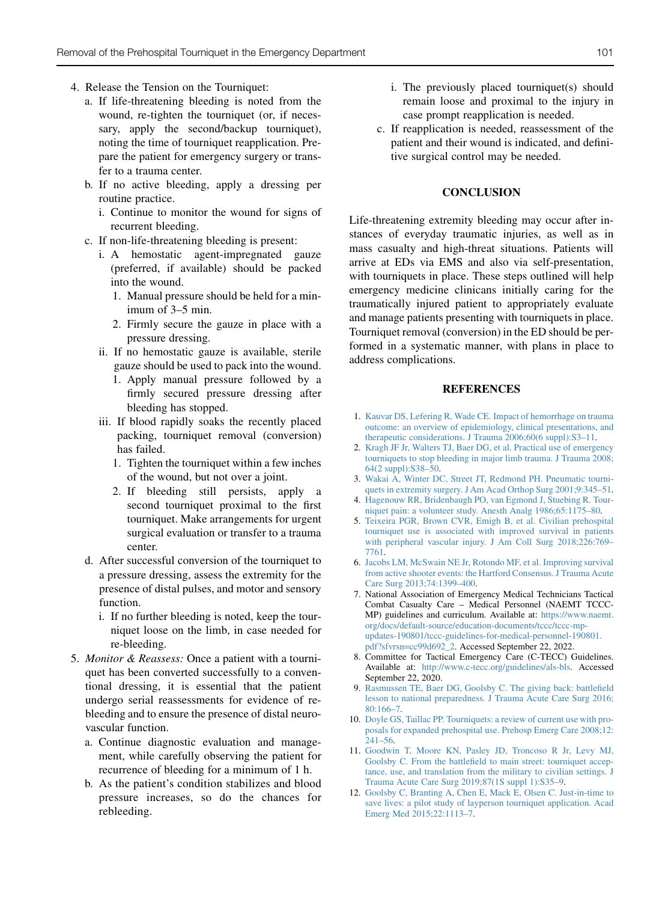4. Release the Tension on the Tourniquet:
   a. If life-threatening bleeding is noted from the wound, re-tighten the tourniquet (or, if necessary, apply the second/backup tourniquet), noting the time of tourniquet reapplication. Prepare the patient for emergency surgery or transfer to a trauma center.
   b. If no active bleeding, apply a dressing per routine practice.
      i. Continue to monitor the wound for signs of recurrent bleeding.
   c. If non-life-threatening bleeding is present:
      i. A hemostatic agent-impregnated gauze (preferred, if available) should be packed into the wound.
         1. Manual pressure should be held for a minimum of 3–5 min.
         2. Firmly secure the gauze in place with a pressure dressing.
      ii. If no hemostatic gauze is available, sterile gauze should be used to pack into the wound.
         1. Apply manual pressure followed by a firmly secured pressure dressing after bleeding has stopped.
      iii. If blood rapidly soaks the recently placed packing, tourniquet removal (conversion) has failed.
         1. Tighten the tourniquet within a few inches of the wound, but not over a joint.
         2. If bleeding still persists, apply a second tourniquet proximal to the first tourniquet. Make arrangements for urgent surgical evaluation or transfer to a trauma center.
   d. After successful conversion of the tourniquet to a pressure dressing, assess the extremity for the presence of distal pulses, and motor and sensory function.
      i. If no further bleeding is noted, keep the tourniquet loose on the limb, in case needed for re-bleeding.
5. *Monitor & Reassess:* Once a patient with a tourniquet has been converted successfully to a conventional dressing, it is essential that the patient undergo serial reassessments for evidence of rebleeding and to ensure the presence of distal neurovascular function.
   a. Continue diagnostic evaluation and management, while carefully observing the patient for recurrence of bleeding for a minimum of 1 h.
   b. As the patient's condition stabilizes and blood pressure increases, so do the chances for rebleeding.
      i. The previously placed tourniquet(s) should remain loose and proximal to the injury in case prompt reapplication is needed.
   c. If reapplication is needed, reassessment of the patient and their wound is indicated, and definitive surgical control may be needed.

## CONCLUSION

Life-threatening extremity bleeding may occur after instances of everyday traumatic injuries, as well as in mass casualty and high-threat situations. Patients will arrive at EDs via EMS and also via self-presentation, with tourniquets in place. These steps outlined will help emergency medicine clinicans initially caring for the traumatically injured patient to appropriately evaluate and manage patients presenting with tourniquets in place. Tourniquet removal (conversion) in the ED should be performed in a systematic manner, with plans in place to address complications.

## REFERENCES

1. Kauvar DS, Lefering R, Wade CE. Impact of hemorrhage on trauma outcome: an overview of epidemiology, clinical presentations, and therapeutic considerations. J Trauma 2006;60(6 suppl):S3–11.
2. Kragh JF Jr, Walters TJ, Baer DG, et al. Practical use of emergency tourniquets to stop bleeding in major limb trauma. J Trauma 2008;64(2 suppl):S38–50.
3. Wakai A, Winter DC, Street JT, Redmond PH. Pneumatic tourniquets in extremity surgery. J Am Acad Orthop Surg 2001;9:345–51.
4. Hagenouw RR, Bridenbaugh PO, van Egmond J, Stuebing R. Tourniquet pain: a volunteer study. Anesth Analg 1986;65:1175–80.
5. Teixeira PGR, Brown CVR, Emigh B, et al. Civilian prehospital tourniquet use is associated with improved survival in patients with peripheral vascular injury. J Am Coll Surg 2018;226:769–7761.
6. Jacobs LM, McSwain NE Jr, Rotondo MF, et al. Improving survival from active shooter events: the Hartford Consensus. J Trauma Acute Care Surg 2013;74:1399–400.
7. National Association of Emergency Medical Technicians Tactical Combat Casualty Care – Medical Personnel (NAEMT TCCC-MP) guidelines and curriculum. Available at: https://www.naemt.org/docs/default-source/education-documents/tccc/tccc-mp-updates-190801/tccc-guidelines-for-medical-personnel-190801.pdf?sfvrsn=cc99d692_2. Accessed September 22, 2022.
8. Committee for Tactical Emergency Care (C-TECC) Guidelines. Available at: http://www.c-tecc.org/guidelines/als-bls. Accessed September 22, 2020.
9. Rasmussen TE, Baer DG, Goolsby C. The giving back: battlefield lesson to national preparedness. J Trauma Acute Care Surg 2016;80:166–7.
10. Doyle GS, Taillac PP. Tourniquets: a review of current use with proposals for expanded prehospital use. Prehosp Emerg Care 2008;12:241–56.
11. Goodwin T, Moore KN, Pasley JD, Troncoso R Jr, Levy MJ, Goolsby C. From the battlefield to main street: tourniquet acceptance, use, and translation from the military to civilian settings. J Trauma Acute Care Surg 2019;87(1S suppl 1):S35–9.
12. Goolsby C, Branting A, Chen E, Mack E, Olsen C. Just-in-time to save lives: a pilot study of layperson tourniquet application. Acad Emerg Med 2015;22:1113–7.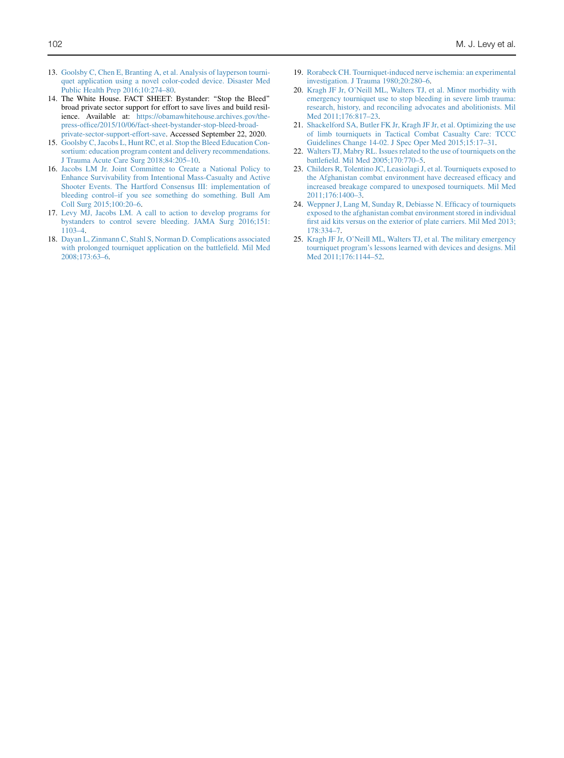13. Goolsby C, Chen E, Branting A, et al. Analysis of layperson tourniquet application using a novel color-coded device. Disaster Med Public Health Prep 2016;10:274–80.
14. The White House. FACT SHEET: Bystander: "Stop the Bleed" broad private sector support for effort to save lives and build resilience. Available at: https://obamawhitehouse.archives.gov/the-press-office/2015/10/06/fact-sheet-bystander-stop-bleed-broad-private-sector-support-effort-save. Accessed September 22, 2020.
15. Goolsby C, Jacobs L, Hunt RC, et al. Stop the Bleed Education Consortium: education program content and delivery recommendations. J Trauma Acute Care Surg 2018;84:205–10.
16. Jacobs LM Jr. Joint Committee to Create a National Policy to Enhance Survivability from Intentional Mass-Casualty and Active Shooter Events. The Hartford Consensus III: implementation of bleeding control–if you see something do something. Bull Am Coll Surg 2015;100:20–6.
17. Levy MJ, Jacobs LM. A call to action to develop programs for bystanders to control severe bleeding. JAMA Surg 2016;151:1103–4.
18. Dayan L, Zinmann C, Stahl S, Norman D. Complications associated with prolonged tourniquet application on the battlefield. Mil Med 2008;173:63–6.
19. Rorabeck CH. Tourniquet-induced nerve ischemia: an experimental investigation. J Trauma 1980;20:280–6.
20. Kragh JF Jr, O'Neill ML, Walters TJ, et al. Minor morbidity with emergency tourniquet use to stop bleeding in severe limb trauma: research, history, and reconciling advocates and abolitionists. Mil Med 2011;176:817–23.
21. Shackelford SA, Butler FK Jr, Kragh JF Jr, et al. Optimizing the use of limb tourniquets in Tactical Combat Casualty Care: TCCC Guidelines Change 14-02. J Spec Oper Med 2015;15:17–31.
22. Walters TJ, Mabry RL. Issues related to the use of tourniquets on the battlefield. Mil Med 2005;170:770–5.
23. Childers R, Tolentino JC, Leasiolagi J, et al. Tourniquets exposed to the Afghanistan combat environment have decreased efficacy and increased breakage compared to unexposed tourniquets. Mil Med 2011;176:1400–3.
24. Weppner J, Lang M, Sunday R, Debiasse N. Efficacy of tourniquets exposed to the afghanistan combat environment stored in individual first aid kits versus on the exterior of plate carriers. Mil Med 2013;178:334–7.
25. Kragh JF Jr, O'Neill ML, Walters TJ, et al. The military emergency tourniquet program's lessons learned with devices and designs. Mil Med 2011;176:1144–52.